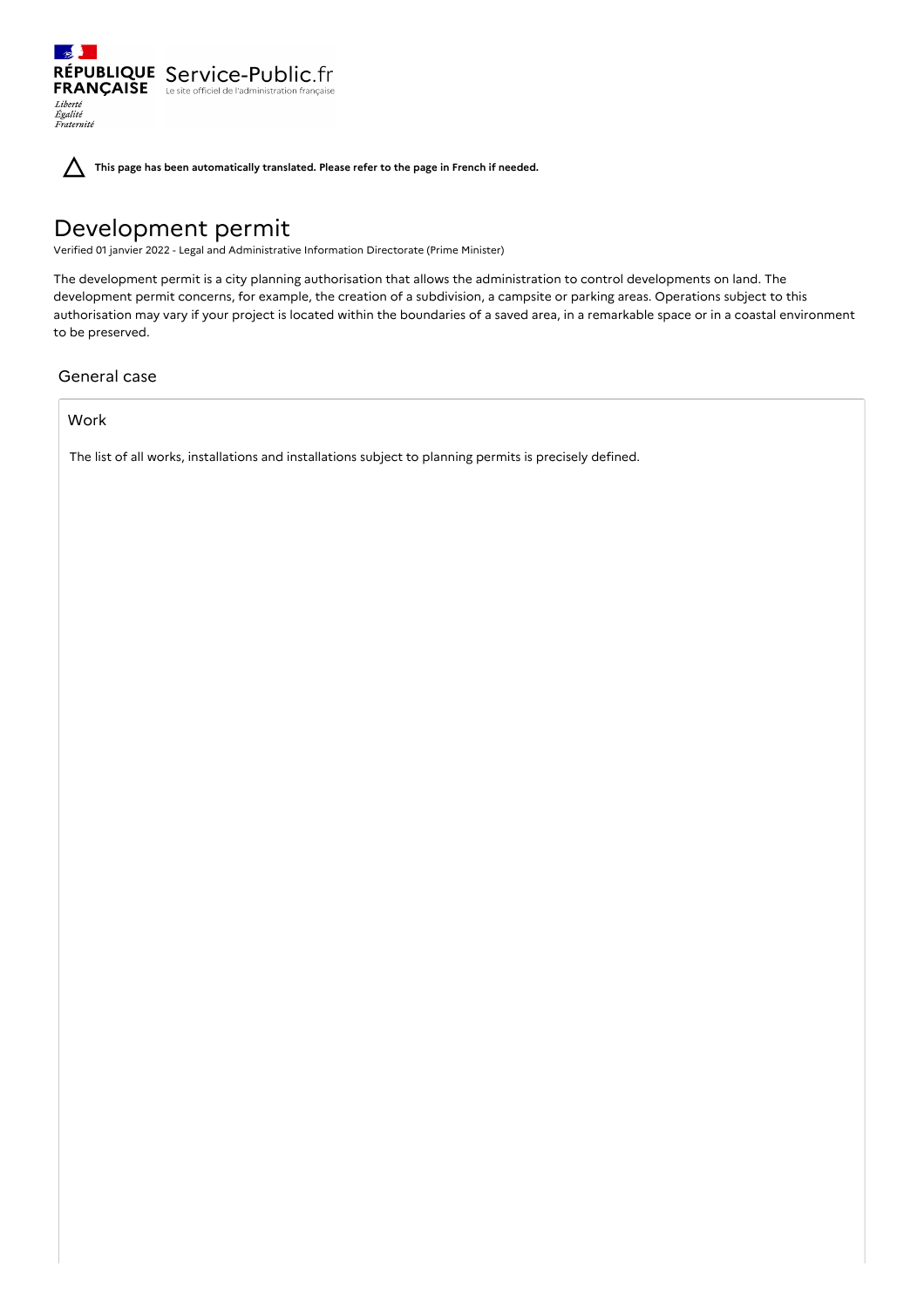This page has been automatically translated. Please refer to the page in French if needed.

# Development permit

Verified 01 janvier 2022 - Legal and Administrative Information Directorate (Prime Minister)

The development permit is a city planning authorisation that allows the administration to control developments on land. The development permit concerns, for example, the creation of a subdivision, a campsite or parking areas. Operations subject to this authorisation may vary if your project is located within the boundaries of a saved area, in a remarkable space or in a coastal environment to be preserved.

## General case

### Work

The list of all works, installations and installations subject to planning permits is precisely defined.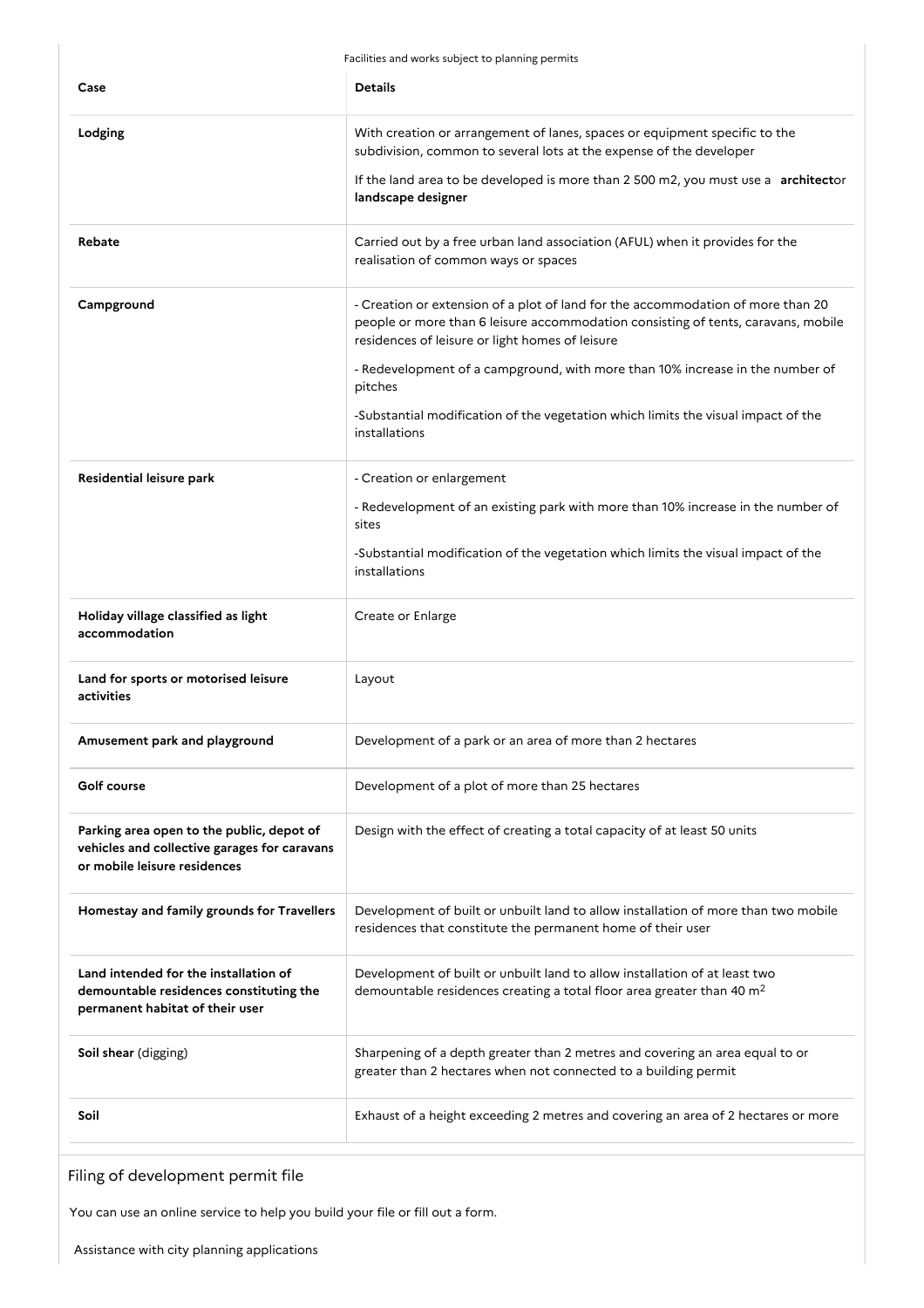Facilities and works subject to planning permits

| Case | Details |
| --- | --- |
| **Lodging** | With creation or arrangement of lanes, spaces or equipment specific to the subdivision, common to several lots at the expense of the developer<br><br>If the land area to be developed is more than 2 500 m2, you must use a **architect**or **landscape designer** |
| **Rebate** | Carried out by a free urban land association (AFUL) when it provides for the realisation of common ways or spaces |
| **Campground** | - Creation or extension of a plot of land for the accommodation of more than 20 people or more than 6 leisure accommodation consisting of tents, caravans, mobile residences of leisure or light homes of leisure<br><br>- Redevelopment of a campground, with more than 10% increase in the number of pitches<br><br>-Substantial modification of the vegetation which limits the visual impact of the installations |
| **Residential leisure park** | - Creation or enlargement<br><br>- Redevelopment of an existing park with more than 10% increase in the number of sites<br><br>-Substantial modification of the vegetation which limits the visual impact of the installations |
| **Holiday village classified as light accommodation** | Create or Enlarge |
| **Land for sports or motorised leisure activities** | Layout |
| **Amusement park and playground** | Development of a park or an area of more than 2 hectares |
| **Golf course** | Development of a plot of more than 25 hectares |
| **Parking area open to the public, depot of vehicles and collective garages for caravans or mobile leisure residences** | Design with the effect of creating a total capacity of at least 50 units |
| **Homestay and family grounds for Travellers** | Development of built or unbuilt land to allow installation of more than two mobile residences that constitute the permanent home of their user |
| **Land intended for the installation of demountable residences constituting the permanent habitat of their user** | Development of built or unbuilt land to allow installation of at least two demountable residences creating a total floor area greater than 40 $m^2$ |
| **Soil shear** (digging) | Sharpening of a depth greater than 2 metres and covering an area equal to or greater than 2 hectares when not connected to a building permit |
| **Soil** | Exhaust of a height exceeding 2 metres and covering an area of 2 hectares or more |

## Filing of development permit file

You can use an online service to help you build your file or fill out a form.

Assistance with city planning applications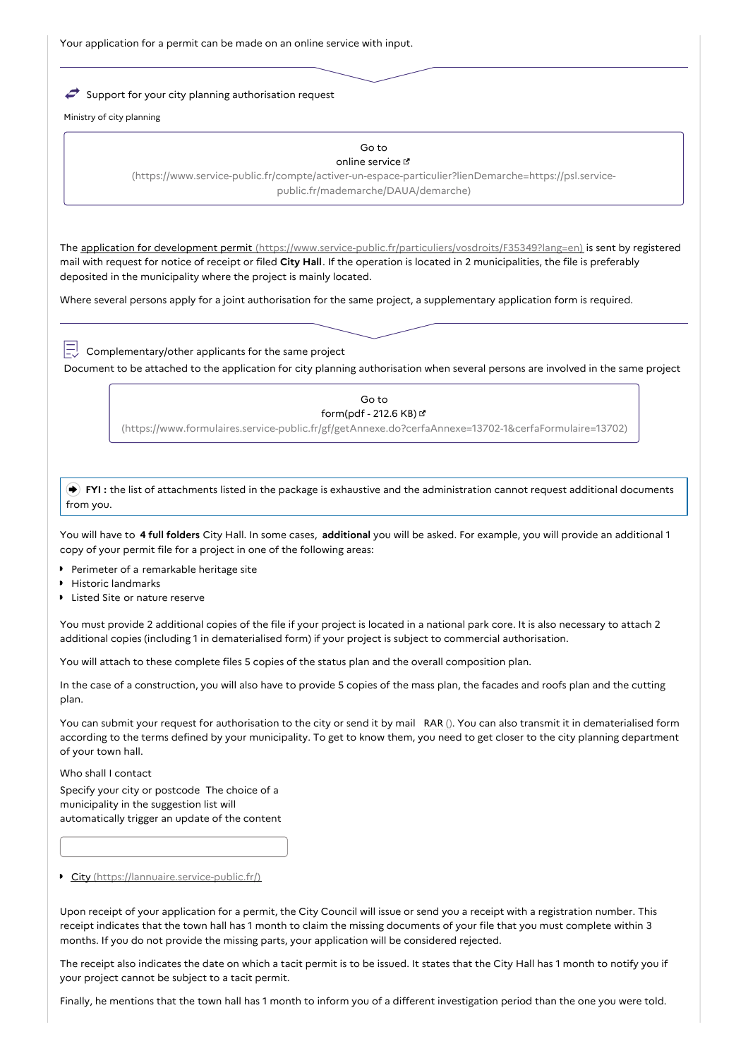Your application for a permit can be made on an online service with input.

Support for your city planning authorisation request

Ministry of city planning

Go to
online service
(https://www.service-public.fr/compte/activer-un-espace-particulier?lienDemarche=https://psl.service-public.fr/mademarche/DAUA/demarche)

The application for development permit (https://www.service-public.fr/particuliers/vosdroits/F35349?lang=en) is sent by registered mail with request for notice of receipt or filed **City Hall**. If the operation is located in 2 municipalities, the file is preferably deposited in the municipality where the project is mainly located.

Where several persons apply for a joint authorisation for the same project, a supplementary application form is required.

Complementary/other applicants for the same project

Document to be attached to the application for city planning authorisation when several persons are involved in the same project

Go to
form(pdf - 212.6 KB)
(https://www.formulaires.service-public.fr/gf/getAnnexe.do?cerfaAnnexe=13702-1&cerfaFormulaire=13702)

> **FYI :** the list of attachments listed in the package is exhaustive and the administration cannot request additional documents from you.

You will have to **4 full folders** City Hall. In some cases, **additional** you will be asked. For example, you will provide an additional 1 copy of your permit file for a project in one of the following areas:

- Perimeter of a remarkable heritage site
- Historic landmarks
- Listed Site or nature reserve

You must provide 2 additional copies of the file if your project is located in a national park core. It is also necessary to attach 2 additional copies (including 1 in dematerialised form) if your project is subject to commercial authorisation.

You will attach to these complete files 5 copies of the status plan and the overall composition plan.

In the case of a construction, you will also have to provide 5 copies of the mass plan, the facades and roofs plan and the cutting plan.

You can submit your request for authorisation to the city or send it by mail RAR (). You can also transmit it in dematerialised form according to the terms defined by your municipality. To get to know them, you need to get closer to the city planning department of your town hall.

Who shall I contact

Specify your city or postcode The choice of a municipality in the suggestion list will automatically trigger an update of the content

- City (https://lannuaire.service-public.fr/)

Upon receipt of your application for a permit, the City Council will issue or send you a receipt with a registration number. This receipt indicates that the town hall has 1 month to claim the missing documents of your file that you must complete within 3 months. If you do not provide the missing parts, your application will be considered rejected.

The receipt also indicates the date on which a tacit permit is to be issued. It states that the City Hall has 1 month to notify you if your project cannot be subject to a tacit permit.

Finally, he mentions that the town hall has 1 month to inform you of a different investigation period than the one you were told.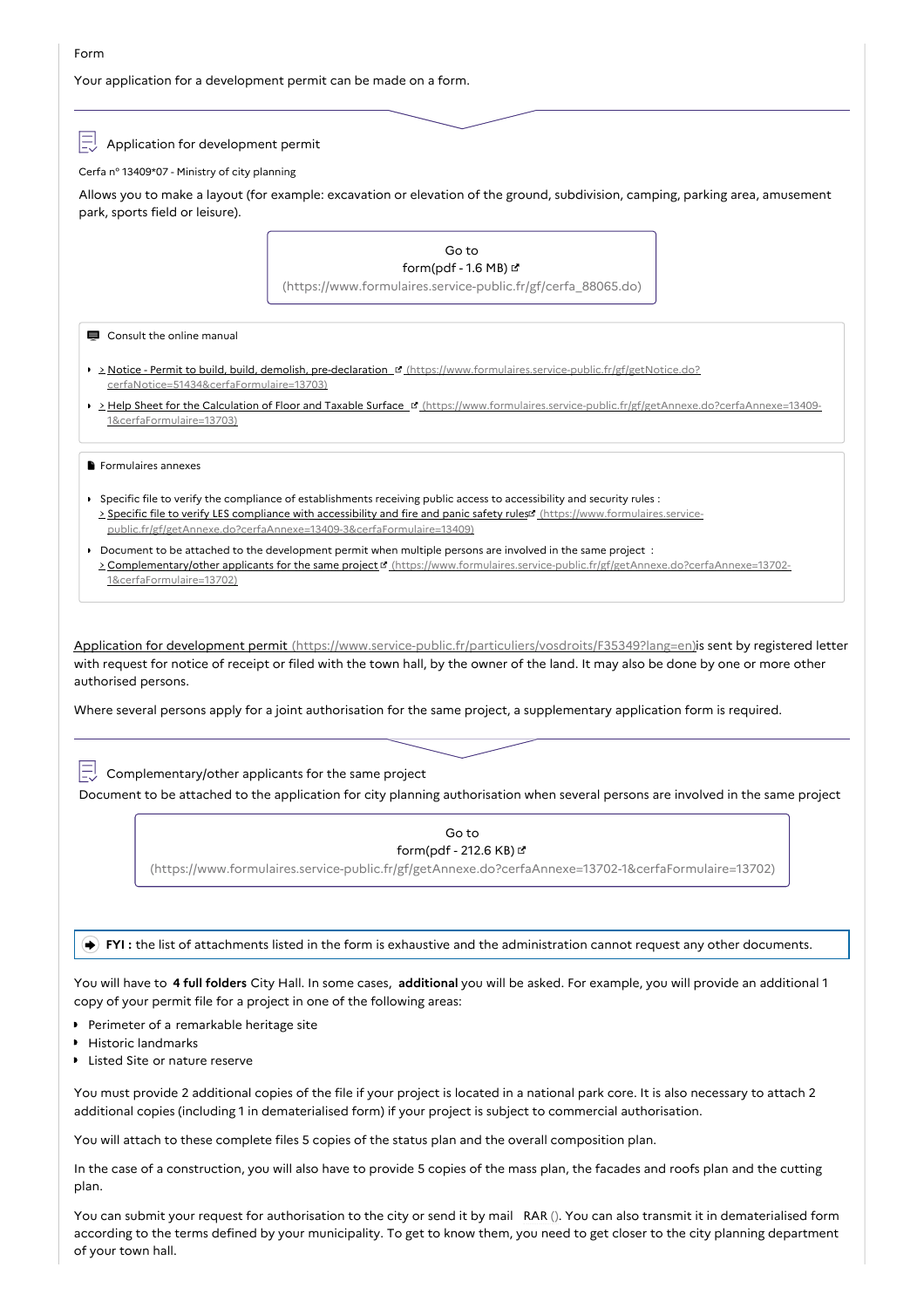Form

Your application for a development permit can be made on a form.

### Application for development permit

Cerfa n° 13409*07 - Ministry of city planning

Allows you to make a layout (for example: excavation or elevation of the ground, subdivision, camping, parking area, amusement park, sports field or leisure).

Go to
form(pdf - 1.6 MB)
(https://www.formulaires.service-public.fr/gf/cerfa_88065.do)

Consult the online manual

- > Notice - Permit to build, build, demolish, pre-declaration (https://www.formulaires.service-public.fr/gf/getNotice.do?cerfaNotice=51434&cerfaFormulaire=13703)
- > Help Sheet for the Calculation of Floor and Taxable Surface (https://www.formulaires.service-public.fr/gf/getAnnexe.do?cerfaAnnexe=13409-1&cerfaFormulaire=13703)

Formulaires annexes

- Specific file to verify the compliance of establishments receiving public access to accessibility and security rules :
  > Specific file to verify LES compliance with accessibility and fire and panic safety rules (https://www.formulaires.service-public.fr/gf/getAnnexe.do?cerfaAnnexe=13409-3&cerfaFormulaire=13409)
- Document to be attached to the development permit when multiple persons are involved in the same project :
  > Complementary/other applicants for the same project (https://www.formulaires.service-public.fr/gf/getAnnexe.do?cerfaAnnexe=13702-1&cerfaFormulaire=13702)

Application for development permit (https://www.service-public.fr/particuliers/vosdroits/F35349?lang=en)is sent by registered letter with request for notice of receipt or filed with the town hall, by the owner of the land. It may also be done by one or more other authorised persons.

Where several persons apply for a joint authorisation for the same project, a supplementary application form is required.

### Complementary/other applicants for the same project

Document to be attached to the application for city planning authorisation when several persons are involved in the same project

Go to
form(pdf - 212.6 KB)
(https://www.formulaires.service-public.fr/gf/getAnnexe.do?cerfaAnnexe=13702-1&cerfaFormulaire=13702)

**FYI :** the list of attachments listed in the form is exhaustive and the administration cannot request any other documents.

You will have to **4 full folders** City Hall. In some cases, **additional** you will be asked. For example, you will provide an additional 1 copy of your permit file for a project in one of the following areas:

- Perimeter of a remarkable heritage site
- Historic landmarks
- Listed Site or nature reserve

You must provide 2 additional copies of the file if your project is located in a national park core. It is also necessary to attach 2 additional copies (including 1 in dematerialised form) if your project is subject to commercial authorisation.

You will attach to these complete files 5 copies of the status plan and the overall composition plan.

In the case of a construction, you will also have to provide 5 copies of the mass plan, the facades and roofs plan and the cutting plan.

You can submit your request for authorisation to the city or send it by mail RAR (). You can also transmit it in dematerialised form according to the terms defined by your municipality. To get to know them, you need to get closer to the city planning department of your town hall.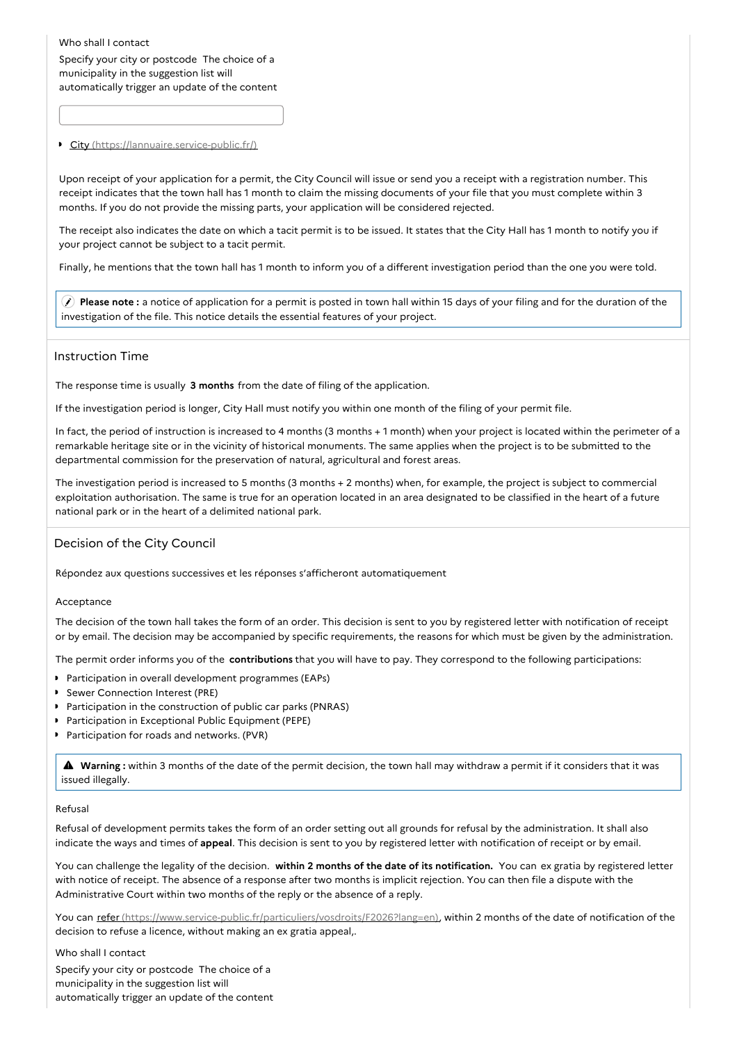Who shall I contact

Specify your city or postcode The choice of a municipality in the suggestion list will automatically trigger an update of the content

- City (https://lannuaire.service-public.fr/)

Upon receipt of your application for a permit, the City Council will issue or send you a receipt with a registration number. This receipt indicates that the town hall has 1 month to claim the missing documents of your file that you must complete within 3 months. If you do not provide the missing parts, your application will be considered rejected.

The receipt also indicates the date on which a tacit permit is to be issued. It states that the City Hall has 1 month to notify you if your project cannot be subject to a tacit permit.

Finally, he mentions that the town hall has 1 month to inform you of a different investigation period than the one you were told.

> **Please note :** a notice of application for a permit is posted in town hall within 15 days of your filing and for the duration of the investigation of the file. This notice details the essential features of your project.

## Instruction Time

The response time is usually **3 months** from the date of filing of the application.

If the investigation period is longer, City Hall must notify you within one month of the filing of your permit file.

In fact, the period of instruction is increased to 4 months (3 months + 1 month) when your project is located within the perimeter of a remarkable heritage site or in the vicinity of historical monuments. The same applies when the project is to be submitted to the departmental commission for the preservation of natural, agricultural and forest areas.

The investigation period is increased to 5 months (3 months + 2 months) when, for example, the project is subject to commercial exploitation authorisation. The same is true for an operation located in an area designated to be classified in the heart of a future national park or in the heart of a delimited national park.

## Decision of the City Council

Répondez aux questions successives et les réponses s'afficheront automatiquement

### Acceptance

The decision of the town hall takes the form of an order. This decision is sent to you by registered letter with notification of receipt or by email. The decision may be accompanied by specific requirements, the reasons for which must be given by the administration.

The permit order informs you of the **contributions** that you will have to pay. They correspond to the following participations:

- Participation in overall development programmes (EAPs)
- Sewer Connection Interest (PRE)
- Participation in the construction of public car parks (PNRAS)
- Participation in Exceptional Public Equipment (PEPE)
- Participation for roads and networks. (PVR)

> **Warning :** within 3 months of the date of the permit decision, the town hall may withdraw a permit if it considers that it was issued illegally.

### Refusal

Refusal of development permits takes the form of an order setting out all grounds for refusal by the administration. It shall also indicate the ways and times of **appeal**. This decision is sent to you by registered letter with notification of receipt or by email.

You can challenge the legality of the decision. **within 2 months of the date of its notification.** You can ex gratia by registered letter with notice of receipt. The absence of a response after two months is implicit rejection. You can then file a dispute with the Administrative Court within two months of the reply or the absence of a reply.

You can refer (https://www.service-public.fr/particuliers/vosdroits/F2026?lang=en), within 2 months of the date of notification of the decision to refuse a licence, without making an ex gratia appeal,.

Who shall I contact

Specify your city or postcode The choice of a municipality in the suggestion list will automatically trigger an update of the content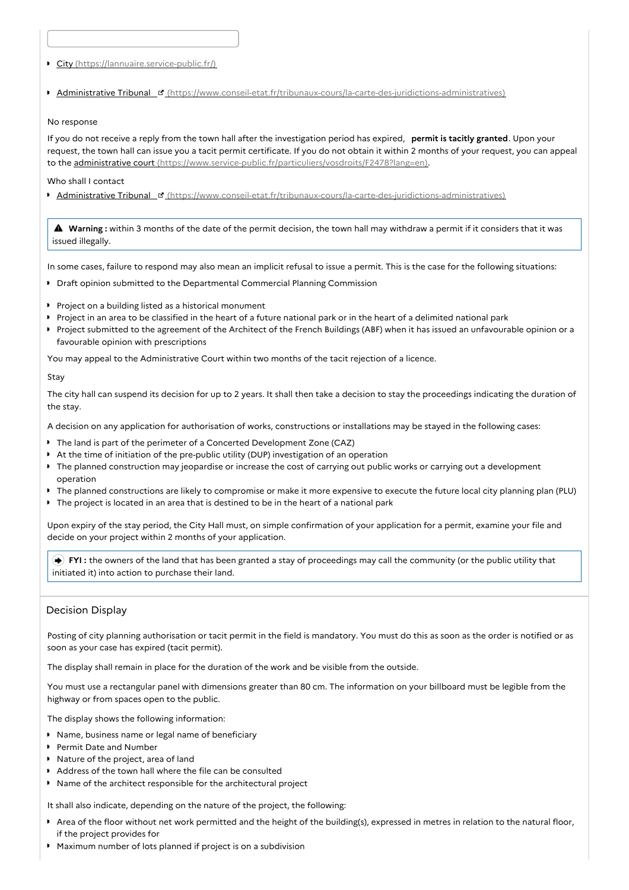- [City (https://lannuaire.service-public.fr/)](https://lannuaire.service-public.fr/)
- [Administrative Tribunal (https://www.conseil-etat.fr/tribunaux-cours/la-carte-des-juridictions-administratives)](https://www.conseil-etat.fr/tribunaux-cours/la-carte-des-juridictions-administratives)

No response

If you do not receive a reply from the town hall after the investigation period has expired, **permit is tacitly granted**. Upon your request, the town hall can issue you a tacit permit certificate. If you do not obtain it within 2 months of your request, you can appeal to the [administrative court (https://www.service-public.fr/particuliers/vosdroits/F2478?lang=en)](https://www.service-public.fr/particuliers/vosdroits/F2478?lang=en).

Who shall I contact

- [Administrative Tribunal (https://www.conseil-etat.fr/tribunaux-cours/la-carte-des-juridictions-administratives)](https://www.conseil-etat.fr/tribunaux-cours/la-carte-des-juridictions-administratives)

> ⚠ **Warning :** within 3 months of the date of the permit decision, the town hall may withdraw a permit if it considers that it was issued illegally.

In some cases, failure to respond may also mean an implicit refusal to issue a permit. This is the case for the following situations:

- Draft opinion submitted to the Departmental Commercial Planning Commission
- Project on a building listed as a historical monument
- Project in an area to be classified in the heart of a future national park or in the heart of a delimited national park
- Project submitted to the agreement of the Architect of the French Buildings (ABF) when it has issued an unfavourable opinion or a favourable opinion with prescriptions

You may appeal to the Administrative Court within two months of the tacit rejection of a licence.

Stay

The city hall can suspend its decision for up to 2 years. It shall then take a decision to stay the proceedings indicating the duration of the stay.

A decision on any application for authorisation of works, constructions or installations may be stayed in the following cases:

- The land is part of the perimeter of a Concerted Development Zone (CAZ)
- At the time of initiation of the pre-public utility (DUP) investigation of an operation
- The planned construction may jeopardise or increase the cost of carrying out public works or carrying out a development operation
- The planned constructions are likely to compromise or make it more expensive to execute the future local city planning plan (PLU)
- The project is located in an area that is destined to be in the heart of a national park

Upon expiry of the stay period, the City Hall must, on simple confirmation of your application for a permit, examine your file and decide on your project within 2 months of your application.

> **FYI :** the owners of the land that has been granted a stay of proceedings may call the community (or the public utility that initiated it) into action to purchase their land.

## Decision Display

Posting of city planning authorisation or tacit permit in the field is mandatory. You must do this as soon as the order is notified or as soon as your case has expired (tacit permit).

The display shall remain in place for the duration of the work and be visible from the outside.

You must use a rectangular panel with dimensions greater than 80 cm. The information on your billboard must be legible from the highway or from spaces open to the public.

The display shows the following information:

- Name, business name or legal name of beneficiary
- Permit Date and Number
- Nature of the project, area of land
- Address of the town hall where the file can be consulted
- Name of the architect responsible for the architectural project

It shall also indicate, depending on the nature of the project, the following:

- Area of the floor without net work permitted and the height of the building(s), expressed in metres in relation to the natural floor, if the project provides for
- Maximum number of lots planned if project is on a subdivision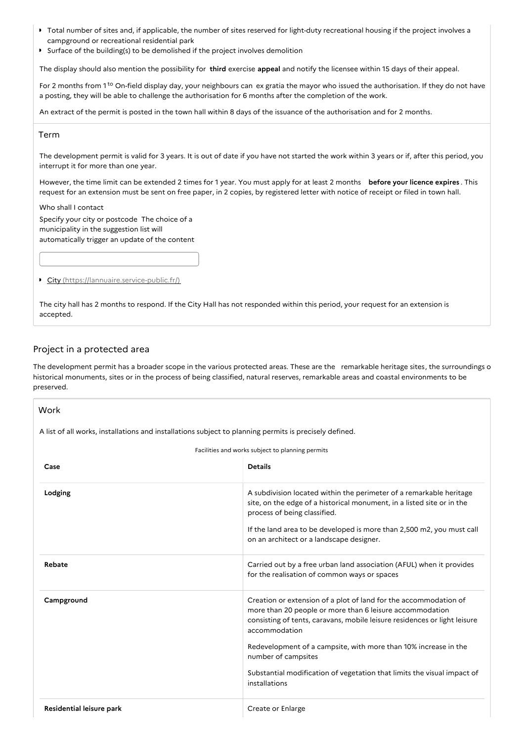- Total number of sites and, if applicable, the number of sites reserved for light-duty recreational housing if the project involves a campground or recreational residential park
- Surface of the building(s) to be demolished if the project involves demolition

The display should also mention the possibility for **third** exercise **appeal** and notify the licensee within 15 days of their appeal.

For 2 months from 1 to On-field display day, your neighbours can ex gratia the mayor who issued the authorisation. If they do not have a posting, they will be able to challenge the authorisation for 6 months after the completion of the work.

An extract of the permit is posted in the town hall within 8 days of the issuance of the authorisation and for 2 months.

### Term

The development permit is valid for 3 years. It is out of date if you have not started the work within 3 years or if, after this period, you interrupt it for more than one year.

However, the time limit can be extended 2 times for 1 year. You must apply for at least 2 months **before your licence expires**. This request for an extension must be sent on free paper, in 2 copies, by registered letter with notice of receipt or filed in town hall.

Who shall I contact

Specify your city or postcode The choice of a municipality in the suggestion list will automatically trigger an update of the content

- City (https://lannuaire.service-public.fr/)

The city hall has 2 months to respond. If the City Hall has not responded within this period, your request for an extension is accepted.

## Project in a protected area

The development permit has a broader scope in the various protected areas. These are the remarkable heritage sites, the surroundings o historical monuments, sites or in the process of being classified, natural reserves, remarkable areas and coastal environments to be preserved.

### Work

A list of all works, installations and installations subject to planning permits is precisely defined.

Facilities and works subject to planning permits

| Case | Details |
| --- | --- |
| **Lodging** | A subdivision located within the perimeter of a remarkable heritage site, on the edge of a historical monument, in a listed site or in the process of being classified.<br><br>If the land area to be developed is more than 2,500 m2, you must call on an architect or a landscape designer. |
| **Rebate** | Carried out by a free urban land association (AFUL) when it provides for the realisation of common ways or spaces |
| **Campground** | Creation or extension of a plot of land for the accommodation of more than 20 people or more than 6 leisure accommodation consisting of tents, caravans, mobile leisure residences or light leisure accommodation<br><br>Redevelopment of a campsite, with more than 10% increase in the number of campsites<br><br>Substantial modification of vegetation that limits the visual impact of installations |
| **Residential leisure park** | Create or Enlarge |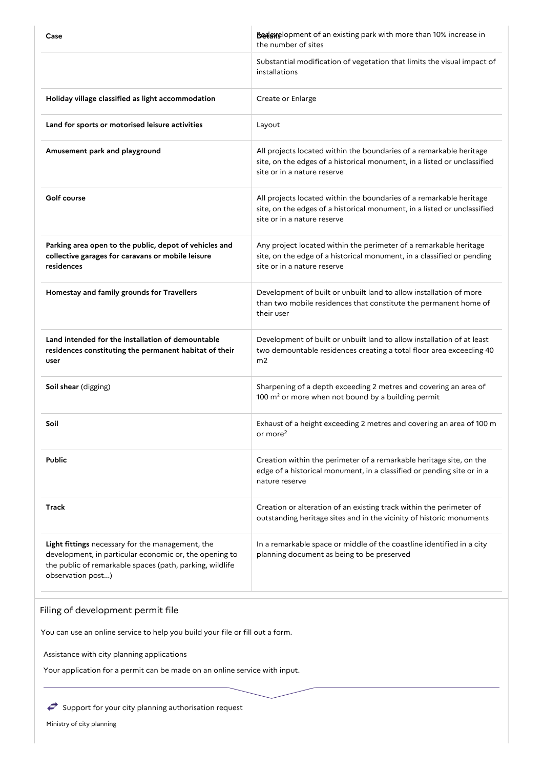| Case | Details |
|---|---|
| | Redevelopment of an existing park with more than 10% increase in the number of sites |
| | Substantial modification of vegetation that limits the visual impact of installations |
| **Holiday village classified as light accommodation** | Create or Enlarge |
| **Land for sports or motorised leisure activities** | Layout |
| **Amusement park and playground** | All projects located within the boundaries of a remarkable heritage site, on the edges of a historical monument, in a listed or unclassified site or in a nature reserve |
| **Golf course** | All projects located within the boundaries of a remarkable heritage site, on the edges of a historical monument, in a listed or unclassified site or in a nature reserve |
| **Parking area open to the public, depot of vehicles and collective garages for caravans or mobile leisure residences** | Any project located within the perimeter of a remarkable heritage site, on the edge of a historical monument, in a classified or pending site or in a nature reserve |
| **Homestay and family grounds for Travellers** | Development of built or unbuilt land to allow installation of more than two mobile residences that constitute the permanent home of their user |
| **Land intended for the installation of demountable residences constituting the permanent habitat of their user** | Development of built or unbuilt land to allow installation of at least two demountable residences creating a total floor area exceeding 40 m2 |
| **Soil shear** (digging) | Sharpening of a depth exceeding 2 metres and covering an area of 100 $m^2$ or more when not bound by a building permit |
| **Soil** | Exhaust of a height exceeding 2 metres and covering an area of 100 m or more[2] |
| **Public** | Creation within the perimeter of a remarkable heritage site, on the edge of a historical monument, in a classified or pending site or in a nature reserve |
| **Track** | Creation or alteration of an existing track within the perimeter of outstanding heritage sites and in the vicinity of historic monuments |
| **Light fittings** necessary for the management, the development, in particular economic or, the opening to the public of remarkable spaces (path, parking, wildlife observation post...) | In a remarkable space or middle of the coastline identified in a city planning document as being to be preserved |

## Filing of development permit file

You can use an online service to help you build your file or fill out a form.

Assistance with city planning applications

Your application for a permit can be made on an online service with input.

Support for your city planning authorisation request

Ministry of city planning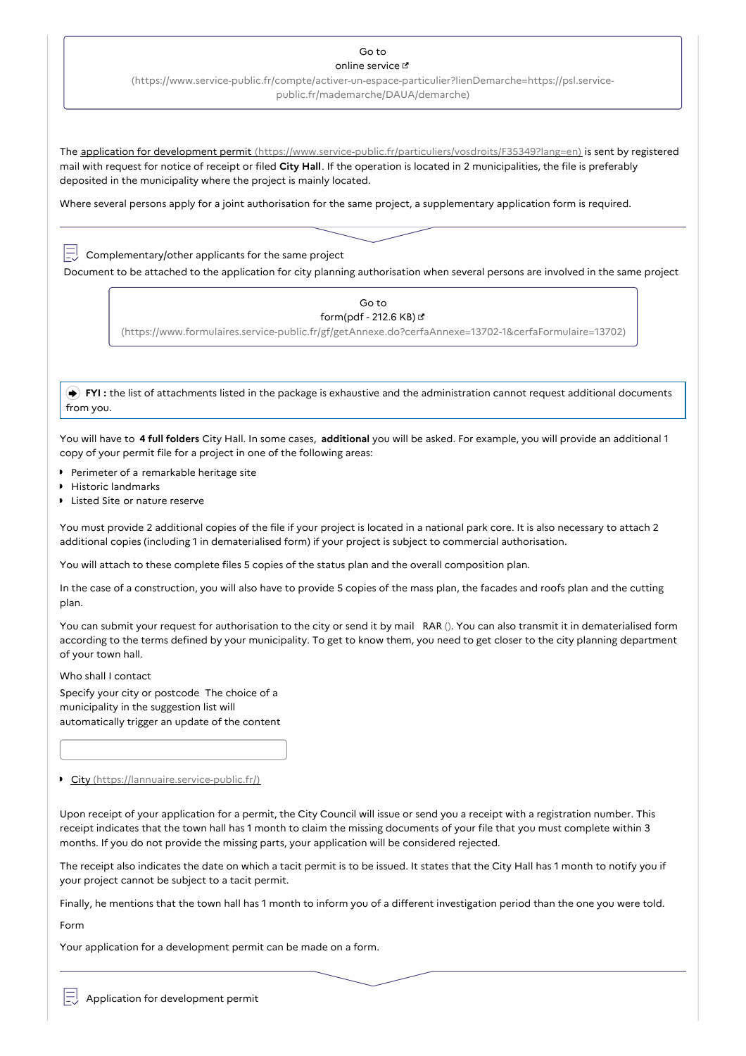Go to
online service
(https://www.service-public.fr/compte/activer-un-espace-particulier?lienDemarche=https://psl.service-public.fr/mademarche/DAUA/demarche)

The application for development permit (https://www.service-public.fr/particuliers/vosdroits/F35349?lang=en) is sent by registered mail with request for notice of receipt or filed **City Hall**. If the operation is located in 2 municipalities, the file is preferably deposited in the municipality where the project is mainly located.

Where several persons apply for a joint authorisation for the same project, a supplementary application form is required.

Complementary/other applicants for the same project

Document to be attached to the application for city planning authorisation when several persons are involved in the same project

Go to
form(pdf - 212.6 KB)
(https://www.formulaires.service-public.fr/gf/getAnnexe.do?cerfaAnnexe=13702-1&cerfaFormulaire=13702)

**FYI :** the list of attachments listed in the package is exhaustive and the administration cannot request additional documents from you.

You will have to **4 full folders** City Hall. In some cases, **additional** you will be asked. For example, you will provide an additional 1 copy of your permit file for a project in one of the following areas:

- Perimeter of a remarkable heritage site
- Historic landmarks
- Listed Site or nature reserve

You must provide 2 additional copies of the file if your project is located in a national park core. It is also necessary to attach 2 additional copies (including 1 in dematerialised form) if your project is subject to commercial authorisation.

You will attach to these complete files 5 copies of the status plan and the overall composition plan.

In the case of a construction, you will also have to provide 5 copies of the mass plan, the facades and roofs plan and the cutting plan.

You can submit your request for authorisation to the city or send it by mail RAR (). You can also transmit it in dematerialised form according to the terms defined by your municipality. To get to know them, you need to get closer to the city planning department of your town hall.

Who shall I contact

Specify your city or postcode The choice of a municipality in the suggestion list will automatically trigger an update of the content

- City (https://lannuaire.service-public.fr/)

Upon receipt of your application for a permit, the City Council will issue or send you a receipt with a registration number. This receipt indicates that the town hall has 1 month to claim the missing documents of your file that you must complete within 3 months. If you do not provide the missing parts, your application will be considered rejected.

The receipt also indicates the date on which a tacit permit is to be issued. It states that the City Hall has 1 month to notify you if your project cannot be subject to a tacit permit.

Finally, he mentions that the town hall has 1 month to inform you of a different investigation period than the one you were told.

Form

Your application for a development permit can be made on a form.

Application for development permit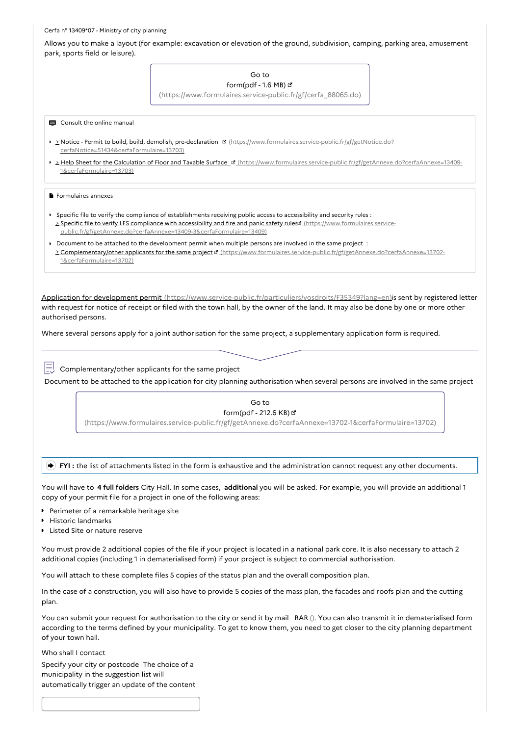Cerfa n° 13409*07 - Ministry of city planning

Allows you to make a layout (for example: excavation or elevation of the ground, subdivision, camping, parking area, amusement park, sports field or leisure).

Go to form(pdf - 1.6 MB) (https://www.formulaires.service-public.fr/gf/cerfa_88065.do)

Consult the online manual

- > Notice - Permit to build, build, demolish, pre-declaration (https://www.formulaires.service-public.fr/gf/getNotice.do?cerfaNotice=51434&cerfaFormulaire=13703)
- > Help Sheet for the Calculation of Floor and Taxable Surface (https://www.formulaires.service-public.fr/gf/getAnnexe.do?cerfaAnnexe=13409-1&cerfaFormulaire=13703)

Formulaires annexes

- Specific file to verify the compliance of establishments receiving public access to accessibility and security rules : > Specific file to verify LES compliance with accessibility and fire and panic safety rules (https://www.formulaires.service-public.fr/gf/getAnnexe.do?cerfaAnnexe=13409-3&cerfaFormulaire=13409)
- Document to be attached to the development permit when multiple persons are involved in the same project : > Complementary/other applicants for the same project (https://www.formulaires.service-public.fr/gf/getAnnexe.do?cerfaAnnexe=13702-1&cerfaFormulaire=13702)

Application for development permit (https://www.service-public.fr/particuliers/vosdroits/F35349?lang=en)is sent by registered letter with request for notice of receipt or filed with the town hall, by the owner of the land. It may also be done by one or more other authorised persons.

Where several persons apply for a joint authorisation for the same project, a supplementary application form is required.

Complementary/other applicants for the same project

Document to be attached to the application for city planning authorisation when several persons are involved in the same project

Go to form(pdf - 212.6 KB) (https://www.formulaires.service-public.fr/gf/getAnnexe.do?cerfaAnnexe=13702-1&cerfaFormulaire=13702)

**FYI :** the list of attachments listed in the form is exhaustive and the administration cannot request any other documents.

You will have to **4 full folders** City Hall. In some cases, **additional** you will be asked. For example, you will provide an additional 1 copy of your permit file for a project in one of the following areas:

- Perimeter of a remarkable heritage site
- Historic landmarks
- Listed Site or nature reserve

You must provide 2 additional copies of the file if your project is located in a national park core. It is also necessary to attach 2 additional copies (including 1 in dematerialised form) if your project is subject to commercial authorisation.

You will attach to these complete files 5 copies of the status plan and the overall composition plan.

In the case of a construction, you will also have to provide 5 copies of the mass plan, the facades and roofs plan and the cutting plan.

You can submit your request for authorisation to the city or send it by mail RAR (). You can also transmit it in dematerialised form according to the terms defined by your municipality. To get to know them, you need to get closer to the city planning department of your town hall.

Who shall I contact

Specify your city or postcode The choice of a municipality in the suggestion list will automatically trigger an update of the content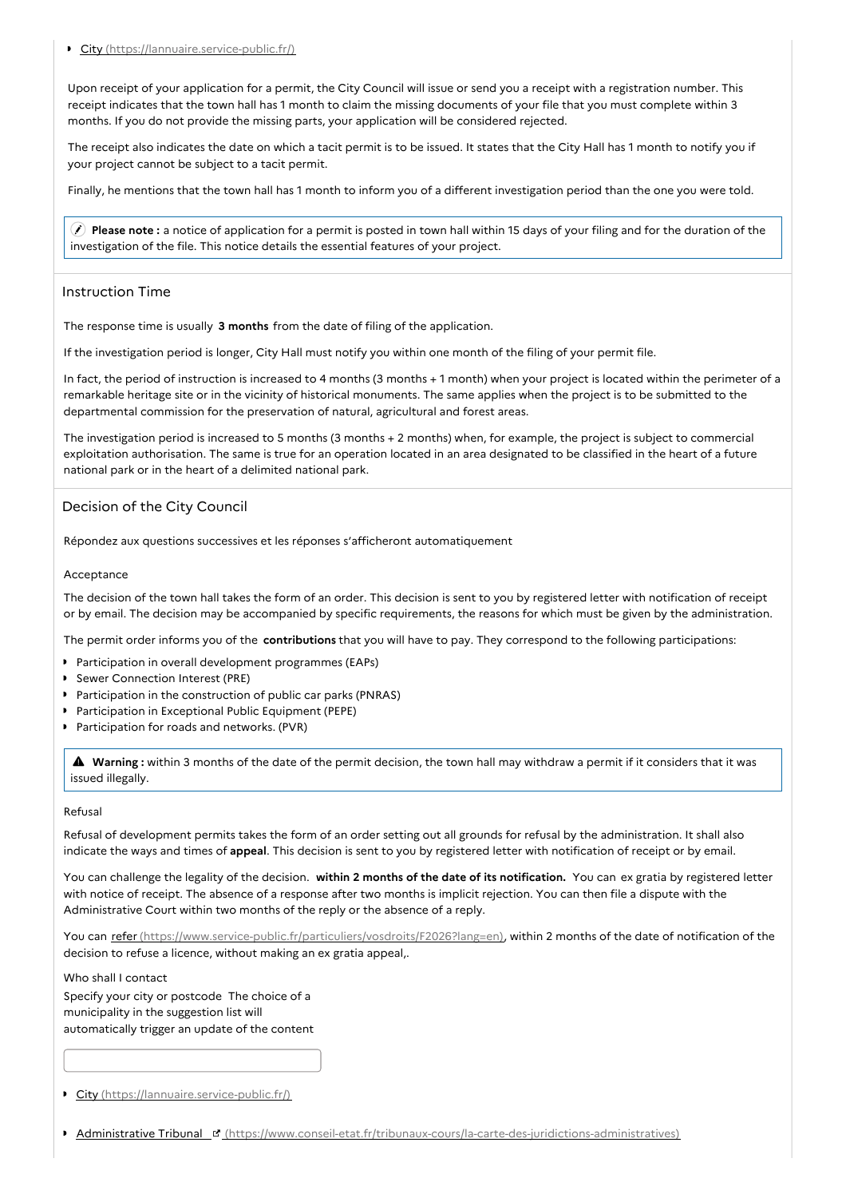- City (https://lannuaire.service-public.fr/)

Upon receipt of your application for a permit, the City Council will issue or send you a receipt with a registration number. This receipt indicates that the town hall has 1 month to claim the missing documents of your file that you must complete within 3 months. If you do not provide the missing parts, your application will be considered rejected.

The receipt also indicates the date on which a tacit permit is to be issued. It states that the City Hall has 1 month to notify you if your project cannot be subject to a tacit permit.

Finally, he mentions that the town hall has 1 month to inform you of a different investigation period than the one you were told.

> **Please note :** a notice of application for a permit is posted in town hall within 15 days of your filing and for the duration of the investigation of the file. This notice details the essential features of your project.

## Instruction Time

The response time is usually **3 months** from the date of filing of the application.

If the investigation period is longer, City Hall must notify you within one month of the filing of your permit file.

In fact, the period of instruction is increased to 4 months (3 months + 1 month) when your project is located within the perimeter of a remarkable heritage site or in the vicinity of historical monuments. The same applies when the project is to be submitted to the departmental commission for the preservation of natural, agricultural and forest areas.

The investigation period is increased to 5 months (3 months + 2 months) when, for example, the project is subject to commercial exploitation authorisation. The same is true for an operation located in an area designated to be classified in the heart of a future national park or in the heart of a delimited national park.

## Decision of the City Council

Répondez aux questions successives et les réponses s'afficheront automatiquement

### Acceptance

The decision of the town hall takes the form of an order. This decision is sent to you by registered letter with notification of receipt or by email. The decision may be accompanied by specific requirements, the reasons for which must be given by the administration.

The permit order informs you of the **contributions** that you will have to pay. They correspond to the following participations:

- Participation in overall development programmes (EAPs)
- Sewer Connection Interest (PRE)
- Participation in the construction of public car parks (PNRAS)
- Participation in Exceptional Public Equipment (PEPE)
- Participation for roads and networks. (PVR)

> **Warning :** within 3 months of the date of the permit decision, the town hall may withdraw a permit if it considers that it was issued illegally.

### Refusal

Refusal of development permits takes the form of an order setting out all grounds for refusal by the administration. It shall also indicate the ways and times of **appeal**. This decision is sent to you by registered letter with notification of receipt or by email.

You can challenge the legality of the decision. **within 2 months of the date of its notification.** You can ex gratia by registered letter with notice of receipt. The absence of a response after two months is implicit rejection. You can then file a dispute with the Administrative Court within two months of the reply or the absence of a reply.

You can refer (https://www.service-public.fr/particuliers/vosdroits/F2026?lang=en), within 2 months of the date of notification of the decision to refuse a licence, without making an ex gratia appeal,.

Who shall I contact

Specify your city or postcode The choice of a municipality in the suggestion list will automatically trigger an update of the content

- City (https://lannuaire.service-public.fr/)
- Administrative Tribunal (https://www.conseil-etat.fr/tribunaux-cours/la-carte-des-juridictions-administratives)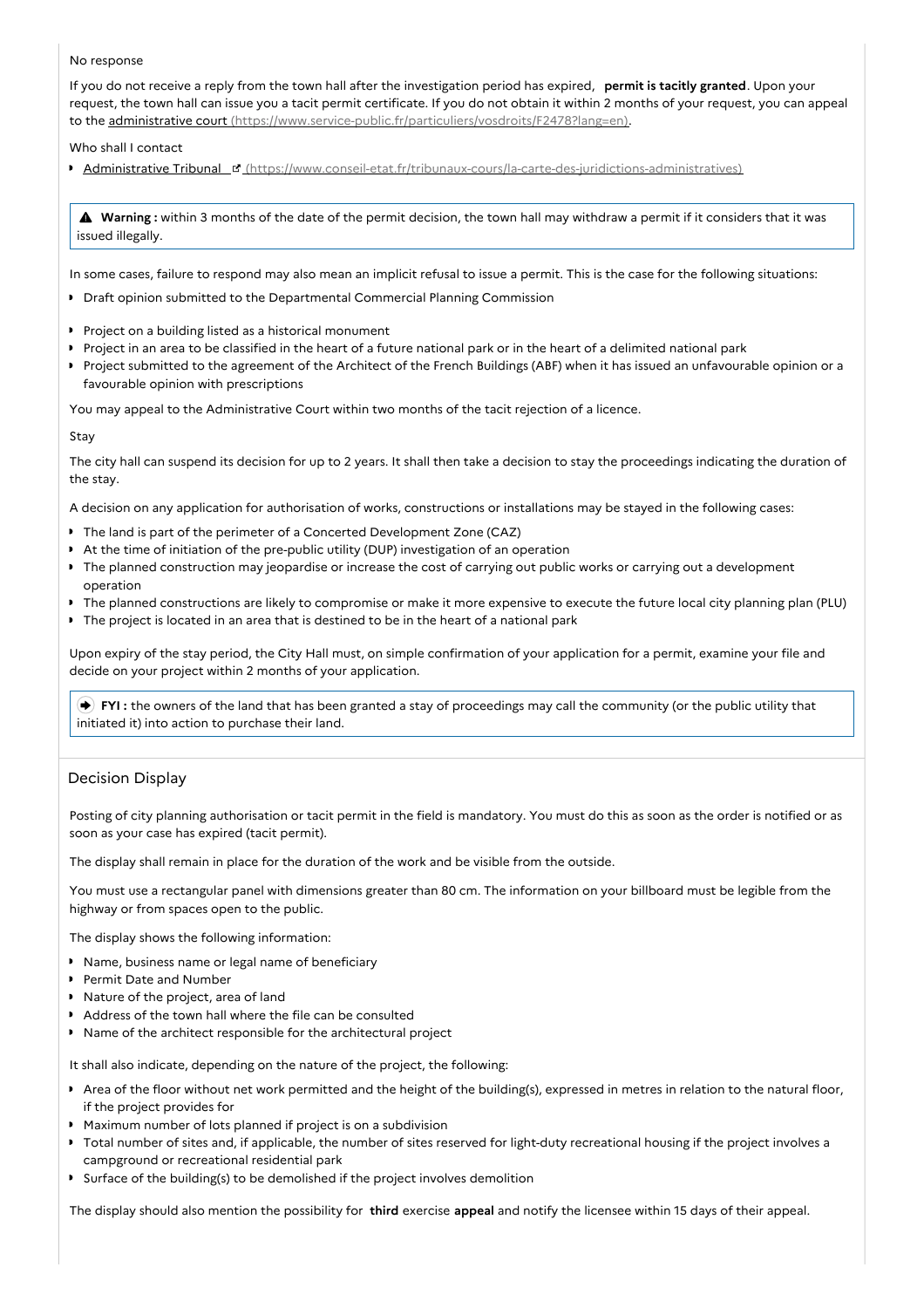No response

If you do not receive a reply from the town hall after the investigation period has expired, **permit is tacitly granted**. Upon your request, the town hall can issue you a tacit permit certificate. If you do not obtain it within 2 months of your request, you can appeal to the [administrative court (https://www.service-public.fr/particuliers/vosdroits/F2478?lang=en)](https://www.service-public.fr/particuliers/vosdroits/F2478?lang=en).

Who shall I contact

- [Administrative Tribunal (https://www.conseil-etat.fr/tribunaux-cours/la-carte-des-juridictions-administratives)](https://www.conseil-etat.fr/tribunaux-cours/la-carte-des-juridictions-administratives)

> ⚠ **Warning :** within 3 months of the date of the permit decision, the town hall may withdraw a permit if it considers that it was issued illegally.

In some cases, failure to respond may also mean an implicit refusal to issue a permit. This is the case for the following situations:

- Draft opinion submitted to the Departmental Commercial Planning Commission
- Project on a building listed as a historical monument
- Project in an area to be classified in the heart of a future national park or in the heart of a delimited national park
- Project submitted to the agreement of the Architect of the French Buildings (ABF) when it has issued an unfavourable opinion or a favourable opinion with prescriptions

You may appeal to the Administrative Court within two months of the tacit rejection of a licence.

Stay

The city hall can suspend its decision for up to 2 years. It shall then take a decision to stay the proceedings indicating the duration of the stay.

A decision on any application for authorisation of works, constructions or installations may be stayed in the following cases:

- The land is part of the perimeter of a Concerted Development Zone (CAZ)
- At the time of initiation of the pre-public utility (DUP) investigation of an operation
- The planned construction may jeopardise or increase the cost of carrying out public works or carrying out a development operation
- The planned constructions are likely to compromise or make it more expensive to execute the future local city planning plan (PLU)
- The project is located in an area that is destined to be in the heart of a national park

Upon expiry of the stay period, the City Hall must, on simple confirmation of your application for a permit, examine your file and decide on your project within 2 months of your application.

> ➡ **FYI :** the owners of the land that has been granted a stay of proceedings may call the community (or the public utility that initiated it) into action to purchase their land.

## Decision Display

Posting of city planning authorisation or tacit permit in the field is mandatory. You must do this as soon as the order is notified or as soon as your case has expired (tacit permit).

The display shall remain in place for the duration of the work and be visible from the outside.

You must use a rectangular panel with dimensions greater than 80 cm. The information on your billboard must be legible from the highway or from spaces open to the public.

The display shows the following information:

- Name, business name or legal name of beneficiary
- Permit Date and Number
- Nature of the project, area of land
- Address of the town hall where the file can be consulted
- Name of the architect responsible for the architectural project

It shall also indicate, depending on the nature of the project, the following:

- Area of the floor without net work permitted and the height of the building(s), expressed in metres in relation to the natural floor, if the project provides for
- Maximum number of lots planned if project is on a subdivision
- Total number of sites and, if applicable, the number of sites reserved for light-duty recreational housing if the project involves a campground or recreational residential park
- Surface of the building(s) to be demolished if the project involves demolition

The display should also mention the possibility for **third** exercise **appeal** and notify the licensee within 15 days of their appeal.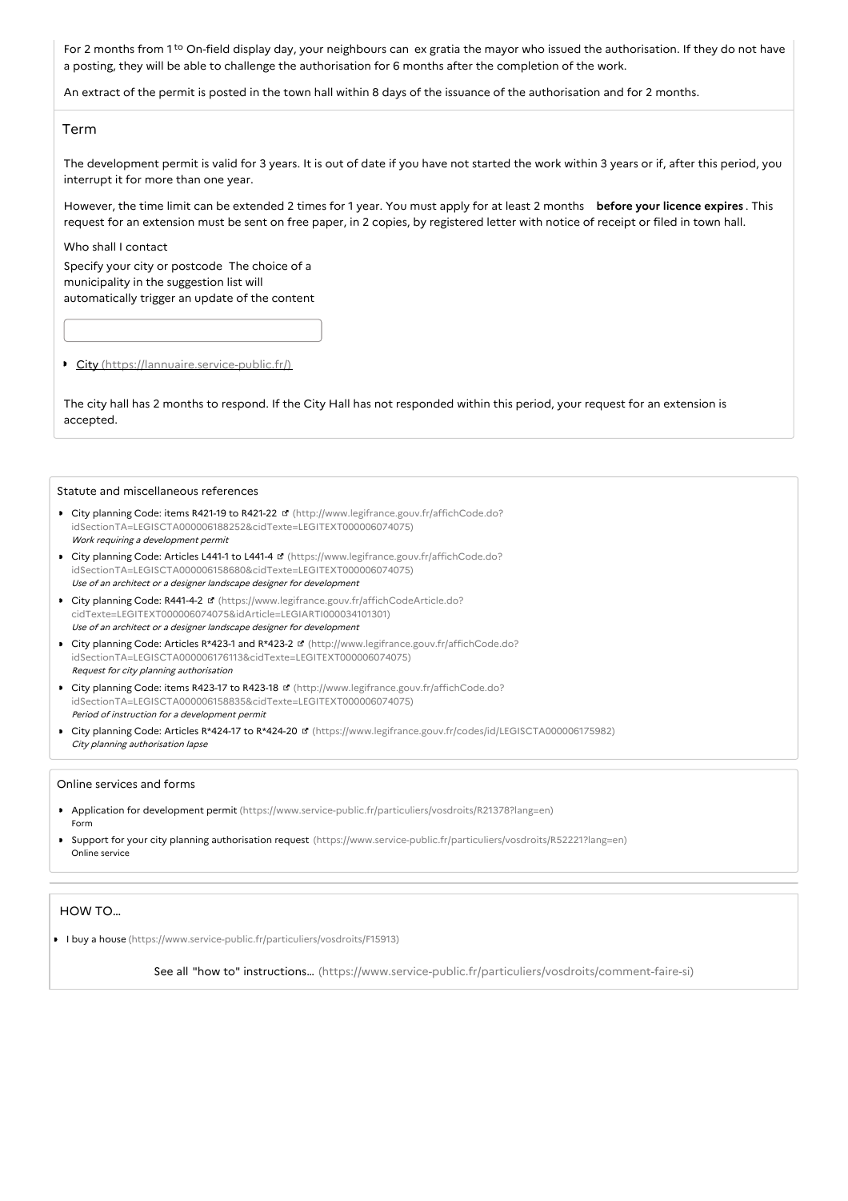For 2 months from 1 to On-field display day, your neighbours can ex gratia the mayor who issued the authorisation. If they do not have a posting, they will be able to challenge the authorisation for 6 months after the completion of the work.

An extract of the permit is posted in the town hall within 8 days of the issuance of the authorisation and for 2 months.

## Term

The development permit is valid for 3 years. It is out of date if you have not started the work within 3 years or if, after this period, you interrupt it for more than one year.

However, the time limit can be extended 2 times for 1 year. You must apply for at least 2 months **before your licence expires**. This request for an extension must be sent on free paper, in 2 copies, by registered letter with notice of receipt or filed in town hall.

Who shall I contact

Specify your city or postcode The choice of a municipality in the suggestion list will automatically trigger an update of the content

- City (https://lannuaire.service-public.fr/)

The city hall has 2 months to respond. If the City Hall has not responded within this period, your request for an extension is accepted.

## Statute and miscellaneous references

- City planning Code: items R421-19 to R421-22 (http://www.legifrance.gouv.fr/affichCode.do?idSectionTA=LEGISCTA000006188252&cidTexte=LEGITEXT000006074075)
  *Work requiring a development permit*
- City planning Code: Articles L441-1 to L441-4 (https://www.legifrance.gouv.fr/affichCode.do?idSectionTA=LEGISCTA000006158680&cidTexte=LEGITEXT000006074075)
  *Use of an architect or a designer landscape designer for development*
- City planning Code: R441-4-2 (https://www.legifrance.gouv.fr/affichCodeArticle.do?cidTexte=LEGITEXT000006074075&idArticle=LEGIARTI000034101301)
  *Use of an architect or a designer landscape designer for development*
- City planning Code: Articles R*423-1 and R*423-2 (http://www.legifrance.gouv.fr/affichCode.do?idSectionTA=LEGISCTA000006176113&cidTexte=LEGITEXT000006074075)
  *Request for city planning authorisation*
- City planning Code: items R423-17 to R423-18 (http://www.legifrance.gouv.fr/affichCode.do?idSectionTA=LEGISCTA000006158835&cidTexte=LEGITEXT000006074075)
  *Period of instruction for a development permit*
- City planning Code: Articles R*424-17 to R*424-20 (https://www.legifrance.gouv.fr/codes/id/LEGISCTA000006175982)
  *City planning authorisation lapse*

## Online services and forms

- Application for development permit (https://www.service-public.fr/particuliers/vosdroits/R21378?lang=en)
  Form
- Support for your city planning authorisation request (https://www.service-public.fr/particuliers/vosdroits/R52221?lang=en)
  Online service

## HOW TO...

- I buy a house (https://www.service-public.fr/particuliers/vosdroits/F15913)

See all "how to" instructions... (https://www.service-public.fr/particuliers/vosdroits/comment-faire-si)